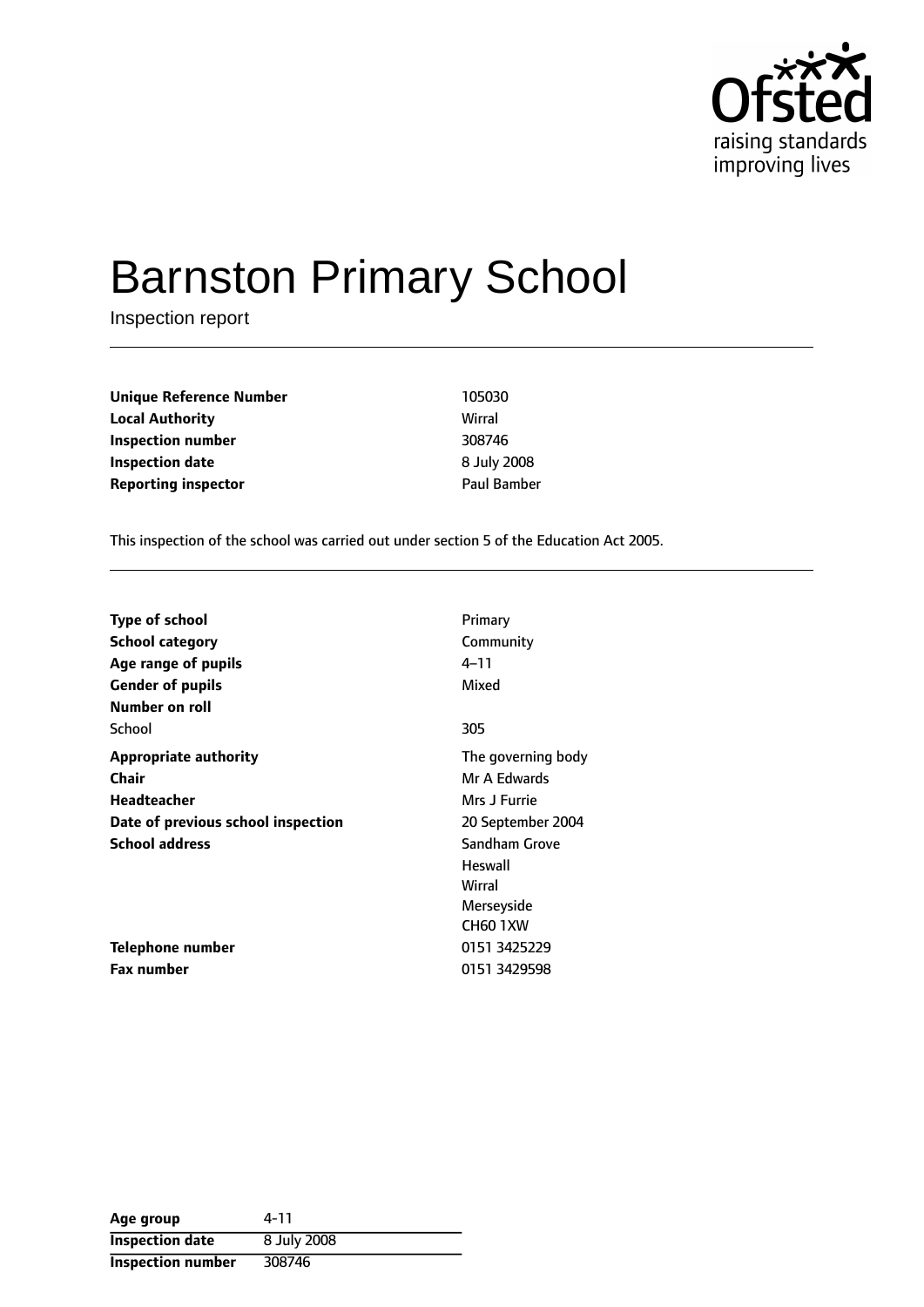Ofsted
raising standards
improving lives

# Barnston Primary School

Inspection report

| | |
|---|---|
| **Unique Reference Number** | 105030 |
| **Local Authority** | Wirral |
| **Inspection number** | 308746 |
| **Inspection date** | 8 July 2008 |
| **Reporting inspector** | Paul Bamber |

This inspection of the school was carried out under section 5 of the Education Act 2005.

| | |
|---|---|
| **Type of school** | Primary |
| **School category** | Community |
| **Age range of pupils** | 4–11 |
| **Gender of pupils** | Mixed |
| **Number on roll** | |
| School | 305 |
| **Appropriate authority** | The governing body |
| **Chair** | Mr A Edwards |
| **Headteacher** | Mrs J Furrie |
| **Date of previous school inspection** | 20 September 2004 |
| **School address** | Sandham Grove<br>Heswall<br>Wirral<br>Merseyside<br>CH60 1XW |
| **Telephone number** | 0151 3425229 |
| **Fax number** | 0151 3429598 |

| | |
|---|---|
| **Age group** | 4-11 |
| **Inspection date** | 8 July 2008 |
| **Inspection number** | 308746 |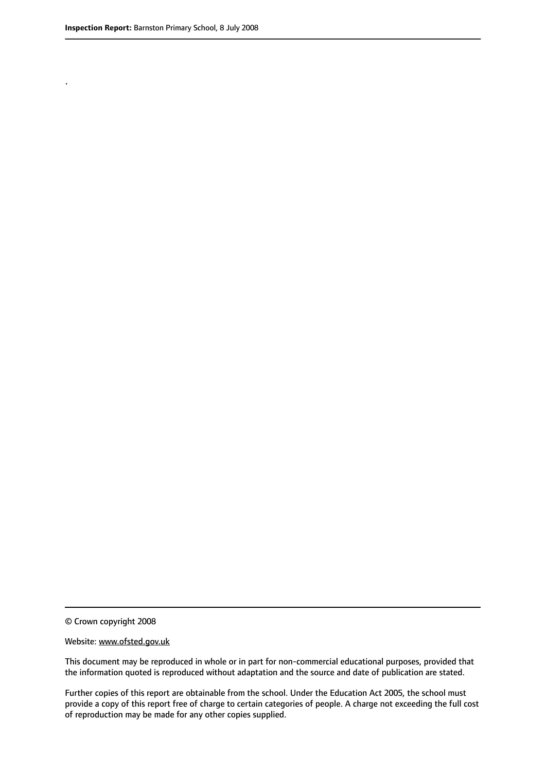.

© Crown copyright 2008

Website: www.ofsted.gov.uk

This document may be reproduced in whole or in part for non-commercial educational purposes, provided that the information quoted is reproduced without adaptation and the source and date of publication are stated.

Further copies of this report are obtainable from the school. Under the Education Act 2005, the school must provide a copy of this report free of charge to certain categories of people. A charge not exceeding the full cost of reproduction may be made for any other copies supplied.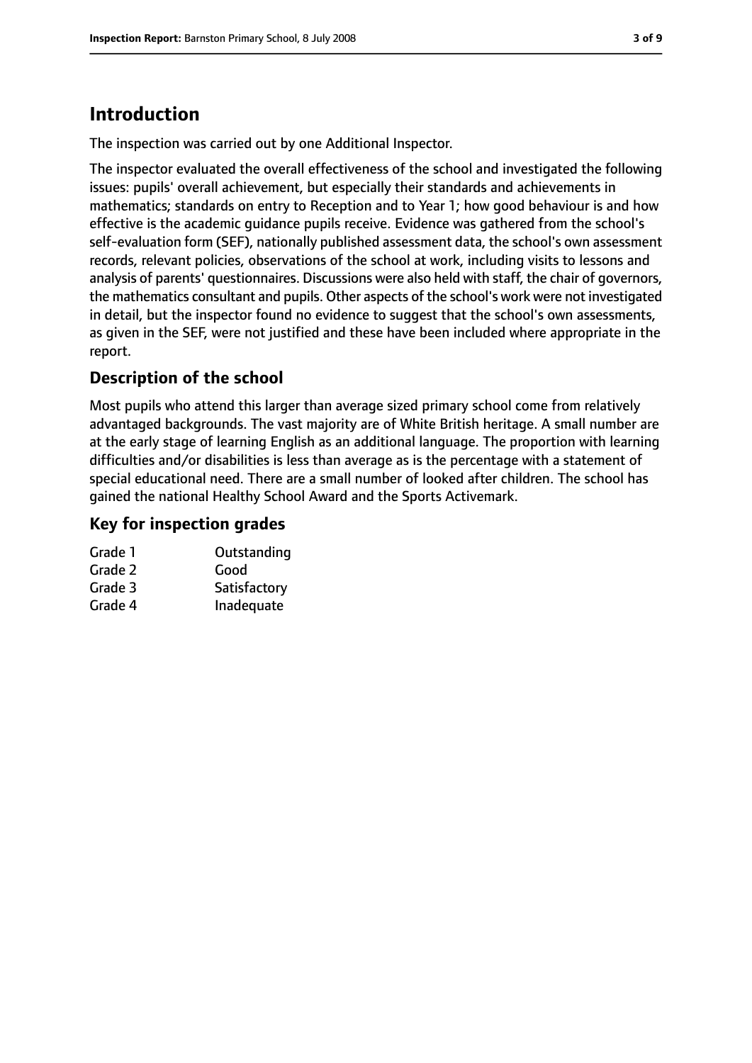# Introduction

The inspection was carried out by one Additional Inspector.

The inspector evaluated the overall effectiveness of the school and investigated the following issues: pupils' overall achievement, but especially their standards and achievements in mathematics; standards on entry to Reception and to Year 1; how good behaviour is and how effective is the academic guidance pupils receive. Evidence was gathered from the school's self-evaluation form (SEF), nationally published assessment data, the school's own assessment records, relevant policies, observations of the school at work, including visits to lessons and analysis of parents' questionnaires. Discussions were also held with staff, the chair of governors, the mathematics consultant and pupils. Other aspects of the school's work were not investigated in detail, but the inspector found no evidence to suggest that the school's own assessments, as given in the SEF, were not justified and these have been included where appropriate in the report.

## Description of the school

Most pupils who attend this larger than average sized primary school come from relatively advantaged backgrounds. The vast majority are of White British heritage. A small number are at the early stage of learning English as an additional language. The proportion with learning difficulties and/or disabilities is less than average as is the percentage with a statement of special educational need. There are a small number of looked after children. The school has gained the national Healthy School Award and the Sports Activemark.

## Key for inspection grades

| | |
|---|---|
| Grade 1 | Outstanding |
| Grade 2 | Good |
| Grade 3 | Satisfactory |
| Grade 4 | Inadequate |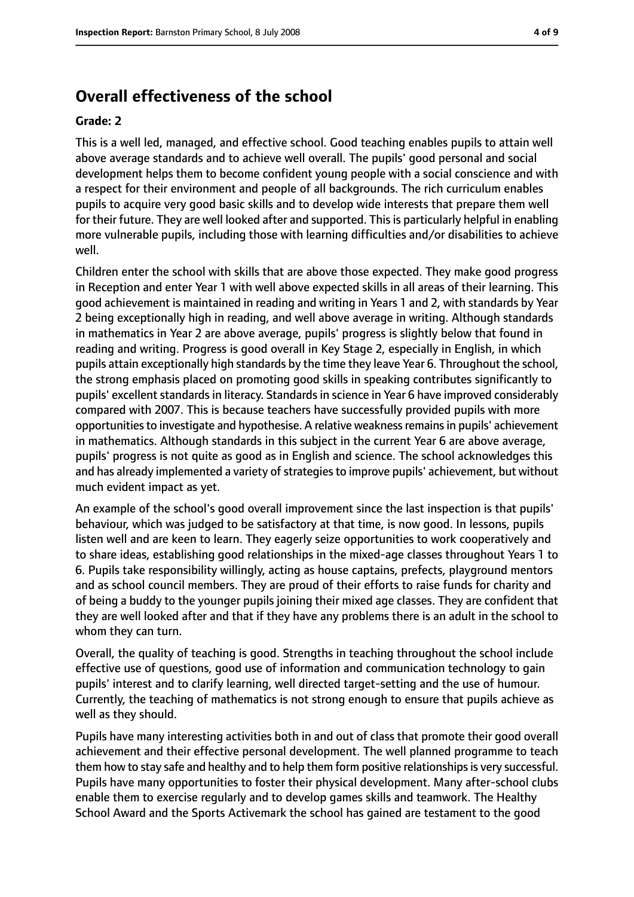## Overall effectiveness of the school

**Grade: 2**

This is a well led, managed, and effective school. Good teaching enables pupils to attain well above average standards and to achieve well overall. The pupils' good personal and social development helps them to become confident young people with a social conscience and with a respect for their environment and people of all backgrounds. The rich curriculum enables pupils to acquire very good basic skills and to develop wide interests that prepare them well for their future. They are well looked after and supported. This is particularly helpful in enabling more vulnerable pupils, including those with learning difficulties and/or disabilities to achieve well.

Children enter the school with skills that are above those expected. They make good progress in Reception and enter Year 1 with well above expected skills in all areas of their learning. This good achievement is maintained in reading and writing in Years 1 and 2, with standards by Year 2 being exceptionally high in reading, and well above average in writing. Although standards in mathematics in Year 2 are above average, pupils' progress is slightly below that found in reading and writing. Progress is good overall in Key Stage 2, especially in English, in which pupils attain exceptionally high standards by the time they leave Year 6. Throughout the school, the strong emphasis placed on promoting good skills in speaking contributes significantly to pupils' excellent standards in literacy. Standards in science in Year 6 have improved considerably compared with 2007. This is because teachers have successfully provided pupils with more opportunities to investigate and hypothesise. A relative weakness remains in pupils' achievement in mathematics. Although standards in this subject in the current Year 6 are above average, pupils' progress is not quite as good as in English and science. The school acknowledges this and has already implemented a variety of strategies to improve pupils' achievement, but without much evident impact as yet.

An example of the school's good overall improvement since the last inspection is that pupils' behaviour, which was judged to be satisfactory at that time, is now good. In lessons, pupils listen well and are keen to learn. They eagerly seize opportunities to work cooperatively and to share ideas, establishing good relationships in the mixed-age classes throughout Years 1 to 6. Pupils take responsibility willingly, acting as house captains, prefects, playground mentors and as school council members. They are proud of their efforts to raise funds for charity and of being a buddy to the younger pupils joining their mixed age classes. They are confident that they are well looked after and that if they have any problems there is an adult in the school to whom they can turn.

Overall, the quality of teaching is good. Strengths in teaching throughout the school include effective use of questions, good use of information and communication technology to gain pupils' interest and to clarify learning, well directed target-setting and the use of humour. Currently, the teaching of mathematics is not strong enough to ensure that pupils achieve as well as they should.

Pupils have many interesting activities both in and out of class that promote their good overall achievement and their effective personal development. The well planned programme to teach them how to stay safe and healthy and to help them form positive relationships is very successful. Pupils have many opportunities to foster their physical development. Many after-school clubs enable them to exercise regularly and to develop games skills and teamwork. The Healthy School Award and the Sports Activemark the school has gained are testament to the good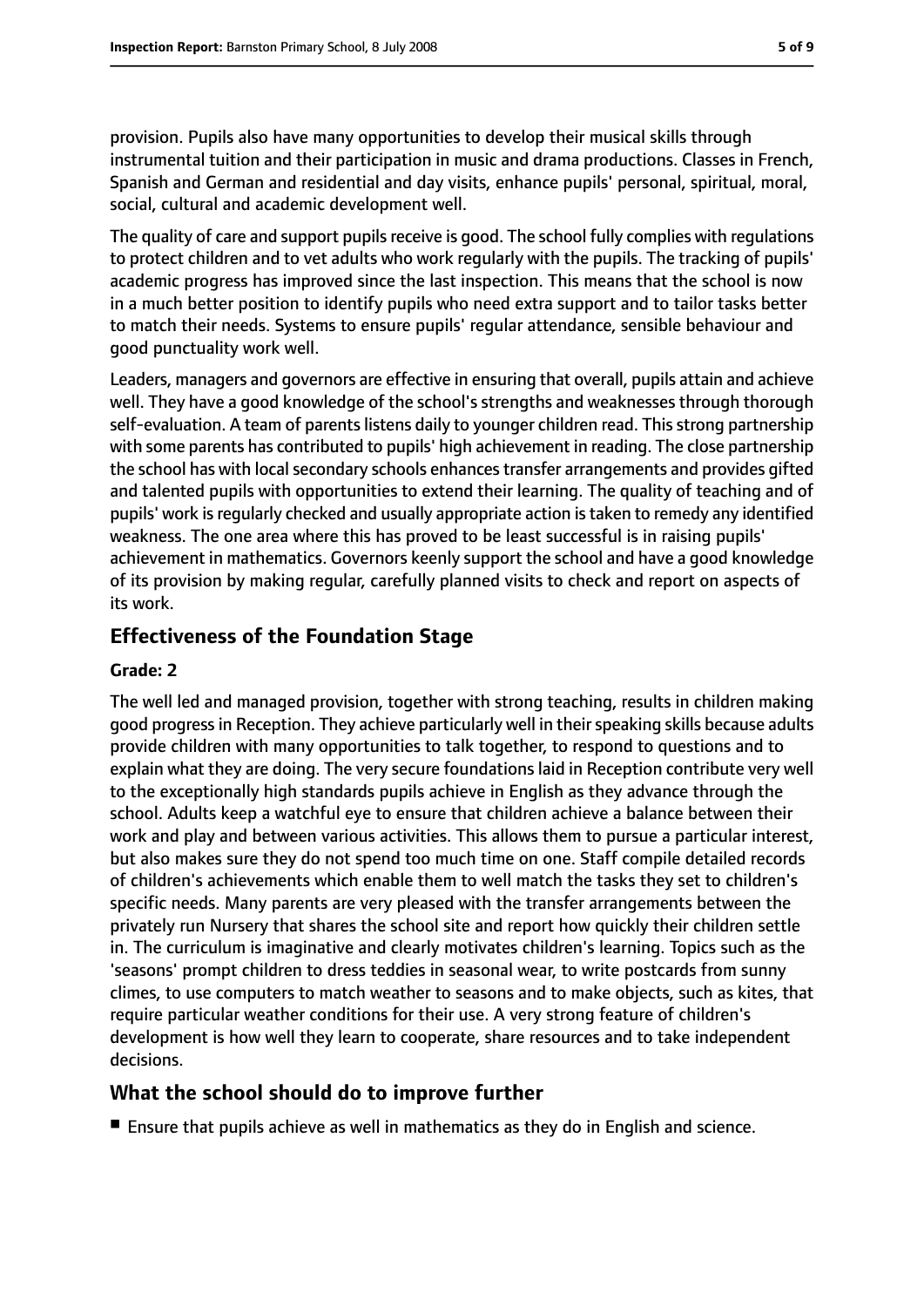provision. Pupils also have many opportunities to develop their musical skills through instrumental tuition and their participation in music and drama productions. Classes in French, Spanish and German and residential and day visits, enhance pupils' personal, spiritual, moral, social, cultural and academic development well.

The quality of care and support pupils receive is good. The school fully complies with regulations to protect children and to vet adults who work regularly with the pupils. The tracking of pupils' academic progress has improved since the last inspection. This means that the school is now in a much better position to identify pupils who need extra support and to tailor tasks better to match their needs. Systems to ensure pupils' regular attendance, sensible behaviour and good punctuality work well.

Leaders, managers and governors are effective in ensuring that overall, pupils attain and achieve well. They have a good knowledge of the school's strengths and weaknesses through thorough self-evaluation. A team of parents listens daily to younger children read. This strong partnership with some parents has contributed to pupils' high achievement in reading. The close partnership the school has with local secondary schools enhances transfer arrangements and provides gifted and talented pupils with opportunities to extend their learning. The quality of teaching and of pupils' work is regularly checked and usually appropriate action is taken to remedy any identified weakness. The one area where this has proved to be least successful is in raising pupils' achievement in mathematics. Governors keenly support the school and have a good knowledge of its provision by making regular, carefully planned visits to check and report on aspects of its work.

## Effectiveness of the Foundation Stage

### Grade: 2

The well led and managed provision, together with strong teaching, results in children making good progress in Reception. They achieve particularly well in their speaking skills because adults provide children with many opportunities to talk together, to respond to questions and to explain what they are doing. The very secure foundations laid in Reception contribute very well to the exceptionally high standards pupils achieve in English as they advance through the school. Adults keep a watchful eye to ensure that children achieve a balance between their work and play and between various activities. This allows them to pursue a particular interest, but also makes sure they do not spend too much time on one. Staff compile detailed records of children's achievements which enable them to well match the tasks they set to children's specific needs. Many parents are very pleased with the transfer arrangements between the privately run Nursery that shares the school site and report how quickly their children settle in. The curriculum is imaginative and clearly motivates children's learning. Topics such as the 'seasons' prompt children to dress teddies in seasonal wear, to write postcards from sunny climes, to use computers to match weather to seasons and to make objects, such as kites, that require particular weather conditions for their use. A very strong feature of children's development is how well they learn to cooperate, share resources and to take independent decisions.

## What the school should do to improve further

- Ensure that pupils achieve as well in mathematics as they do in English and science.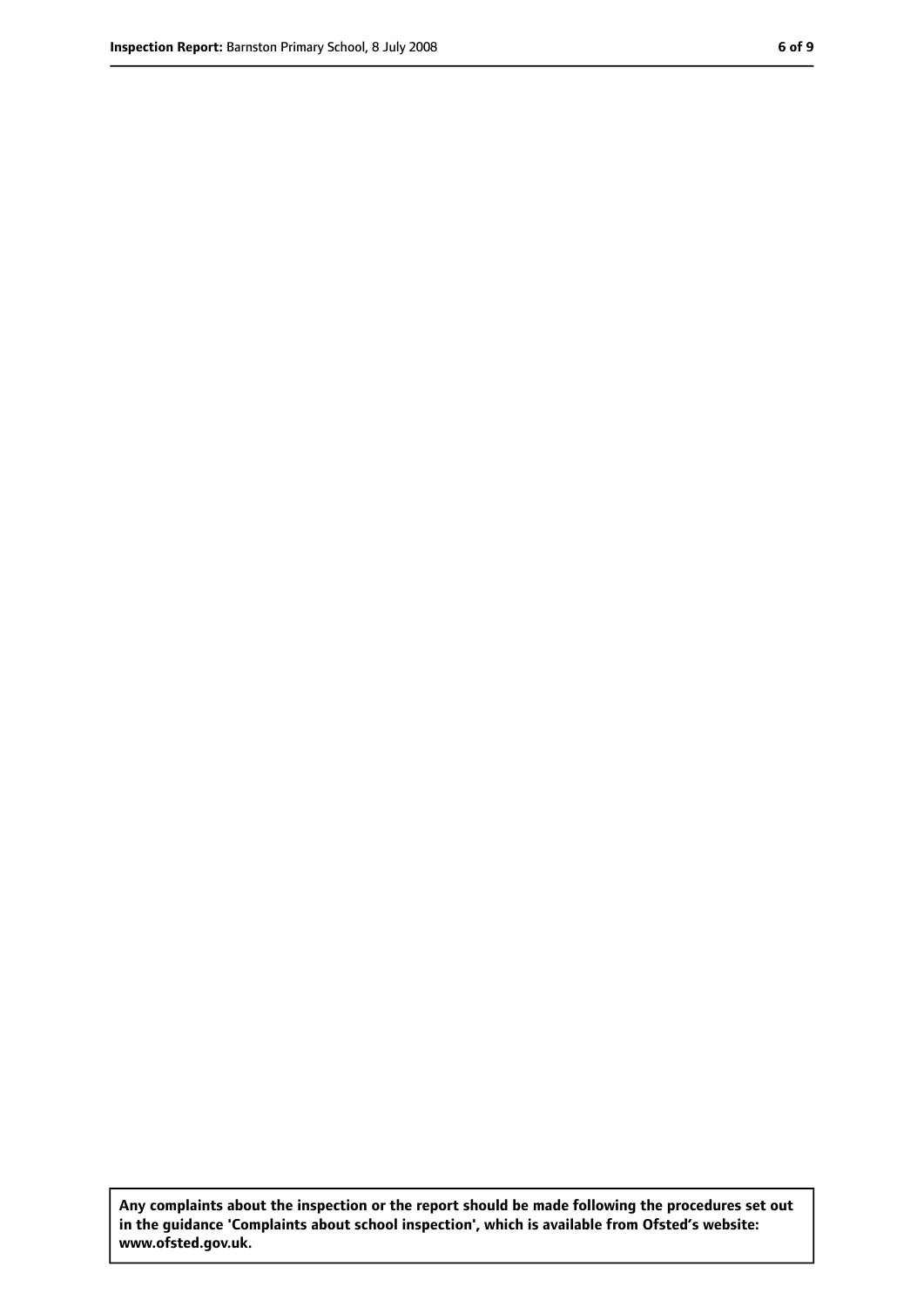**Any complaints about the inspection or the report should be made following the procedures set out in the guidance 'Complaints about school inspection', which is available from Ofsted's website: www.ofsted.gov.uk.**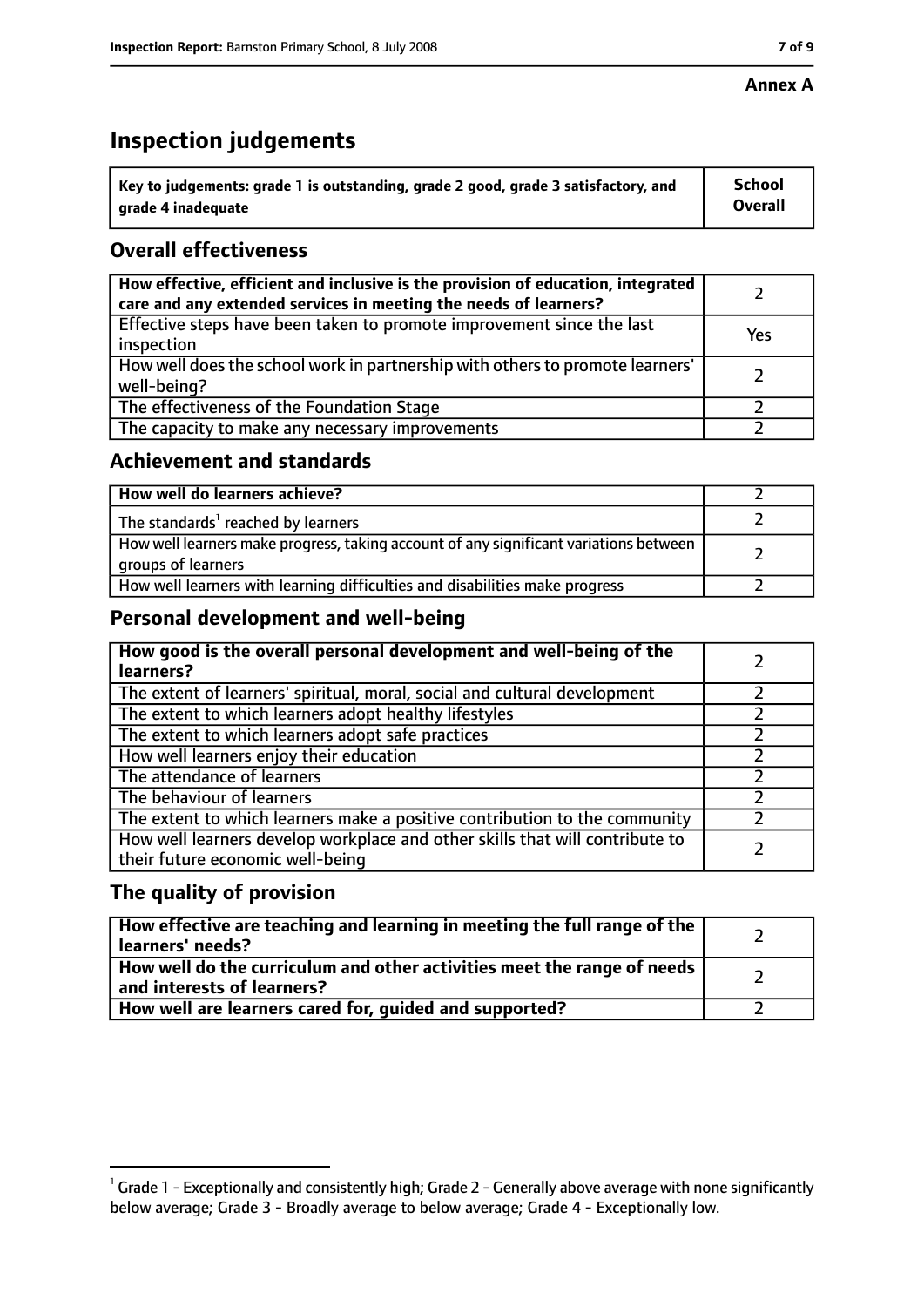**Annex A**

# Inspection judgements

| Key to judgements: grade 1 is outstanding, grade 2 good, grade 3 satisfactory, and grade 4 inadequate | School Overall |
|---|---|

## Overall effectiveness

| | |
|---|---|
| How effective, efficient and inclusive is the provision of education, integrated care and any extended services in meeting the needs of learners? | 2 |
| Effective steps have been taken to promote improvement since the last inspection | Yes |
| How well does the school work in partnership with others to promote learners' well-being? | 2 |
| The effectiveness of the Foundation Stage | 2 |
| The capacity to make any necessary improvements | 2 |

## Achievement and standards

| | |
|---|---|
| How well do learners achieve? | 2 |
| The standards[1] reached by learners | 2 |
| How well learners make progress, taking account of any significant variations between groups of learners | 2 |
| How well learners with learning difficulties and disabilities make progress | 2 |

## Personal development and well-being

| | |
|---|---|
| How good is the overall personal development and well-being of the learners? | 2 |
| The extent of learners' spiritual, moral, social and cultural development | 2 |
| The extent to which learners adopt healthy lifestyles | 2 |
| The extent to which learners adopt safe practices | 2 |
| How well learners enjoy their education | 2 |
| The attendance of learners | 2 |
| The behaviour of learners | 2 |
| The extent to which learners make a positive contribution to the community | 2 |
| How well learners develop workplace and other skills that will contribute to their future economic well-being | 2 |

## The quality of provision

| | |
|---|---|
| How effective are teaching and learning in meeting the full range of the learners' needs? | 2 |
| How well do the curriculum and other activities meet the range of needs and interests of learners? | 2 |
| How well are learners cared for, guided and supported? | 2 |

[1] Grade 1 - Exceptionally and consistently high; Grade 2 - Generally above average with none significantly below average; Grade 3 - Broadly average to below average; Grade 4 - Exceptionally low.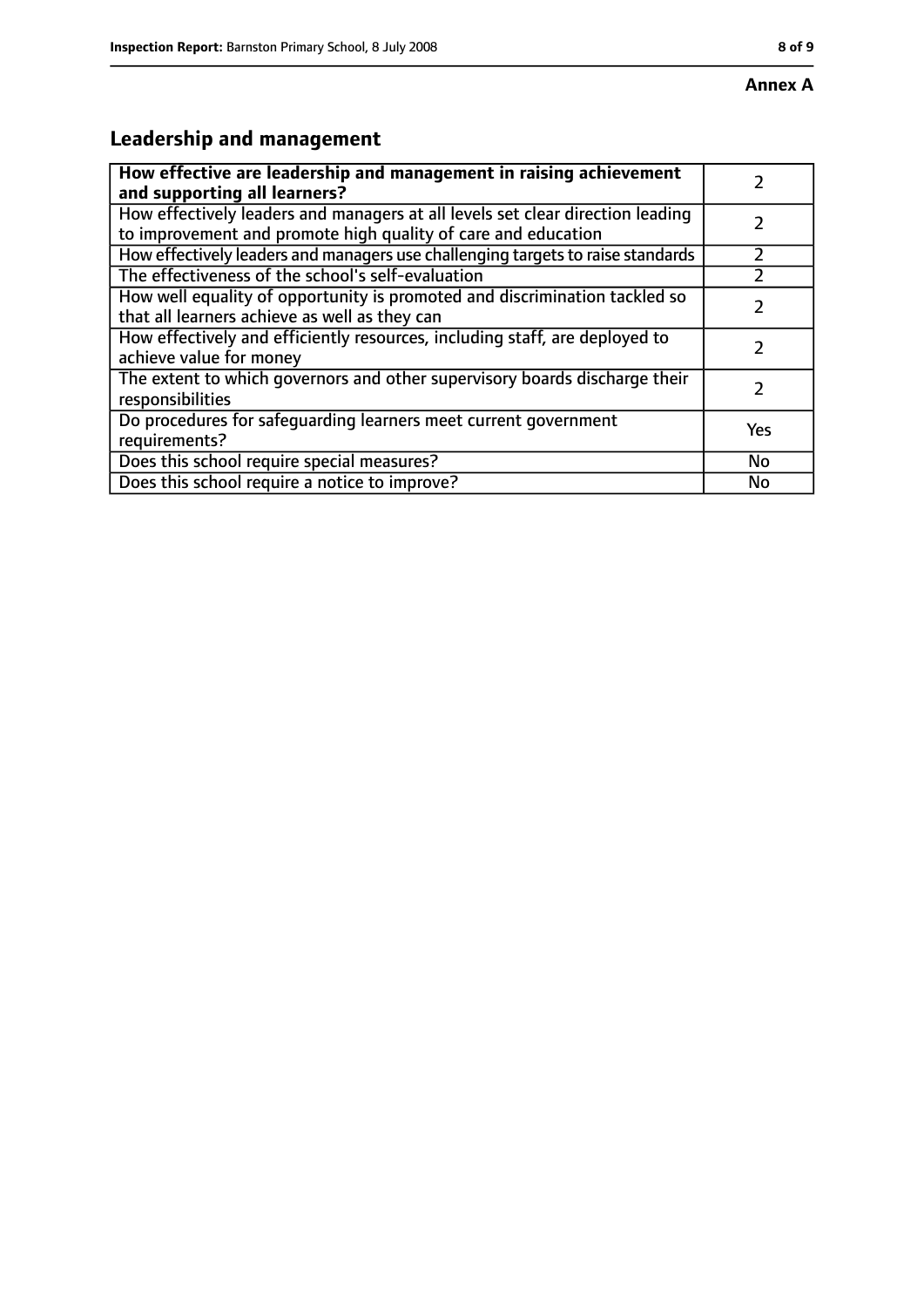**Annex A**

## Leadership and management

| How effective are leadership and management in raising achievement and supporting all learners? | 2 |
|---|---|
| How effectively leaders and managers at all levels set clear direction leading to improvement and promote high quality of care and education | 2 |
| How effectively leaders and managers use challenging targets to raise standards | 2 |
| The effectiveness of the school's self-evaluation | 2 |
| How well equality of opportunity is promoted and discrimination tackled so that all learners achieve as well as they can | 2 |
| How effectively and efficiently resources, including staff, are deployed to achieve value for money | 2 |
| The extent to which governors and other supervisory boards discharge their responsibilities | 2 |
| Do procedures for safeguarding learners meet current government requirements? | Yes |
| Does this school require special measures? | No |
| Does this school require a notice to improve? | No |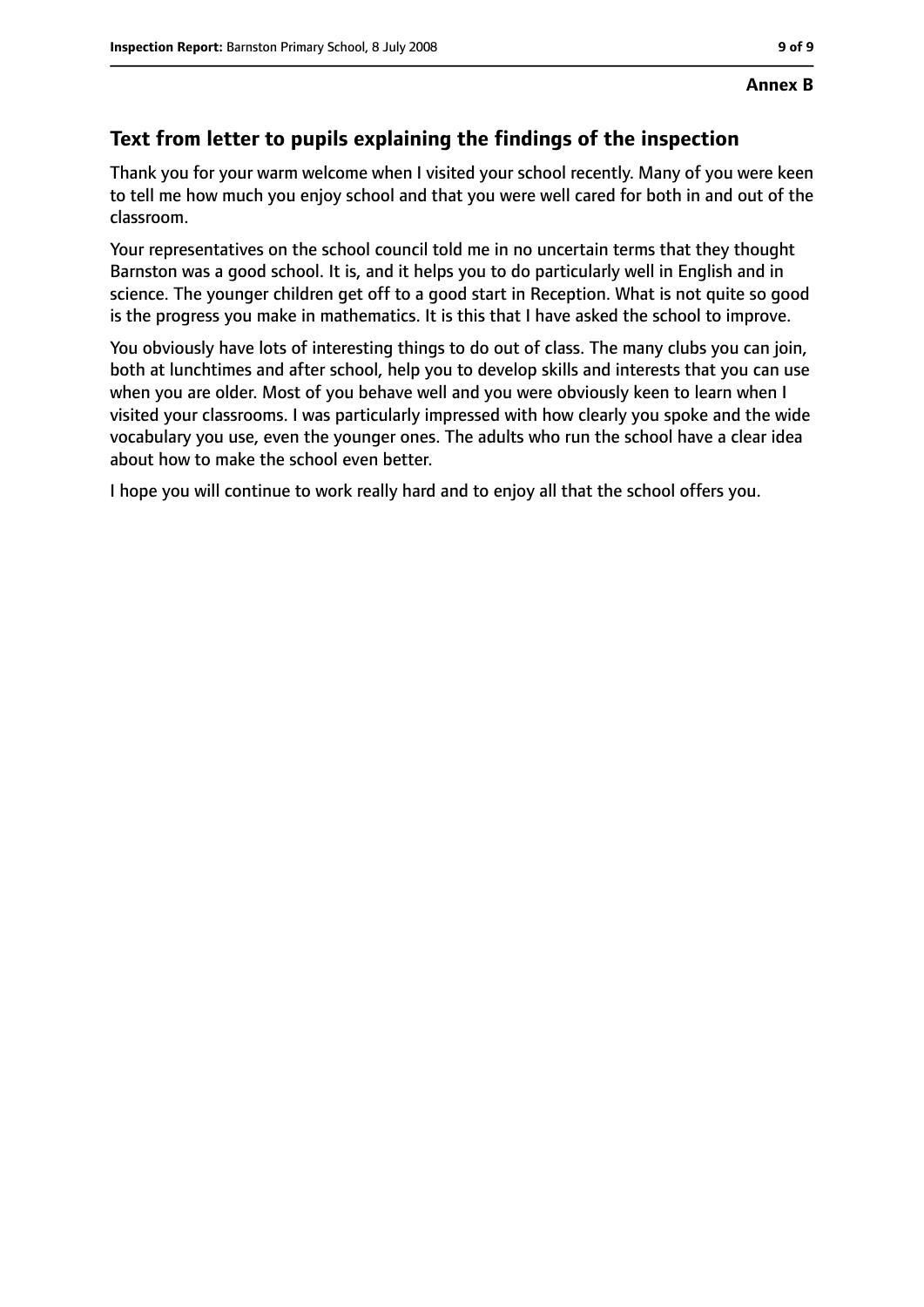**Annex B**

## Text from letter to pupils explaining the findings of the inspection

Thank you for your warm welcome when I visited your school recently. Many of you were keen to tell me how much you enjoy school and that you were well cared for both in and out of the classroom.

Your representatives on the school council told me in no uncertain terms that they thought Barnston was a good school. It is, and it helps you to do particularly well in English and in science. The younger children get off to a good start in Reception. What is not quite so good is the progress you make in mathematics. It is this that I have asked the school to improve.

You obviously have lots of interesting things to do out of class. The many clubs you can join, both at lunchtimes and after school, help you to develop skills and interests that you can use when you are older. Most of you behave well and you were obviously keen to learn when I visited your classrooms. I was particularly impressed with how clearly you spoke and the wide vocabulary you use, even the younger ones. The adults who run the school have a clear idea about how to make the school even better.

I hope you will continue to work really hard and to enjoy all that the school offers you.